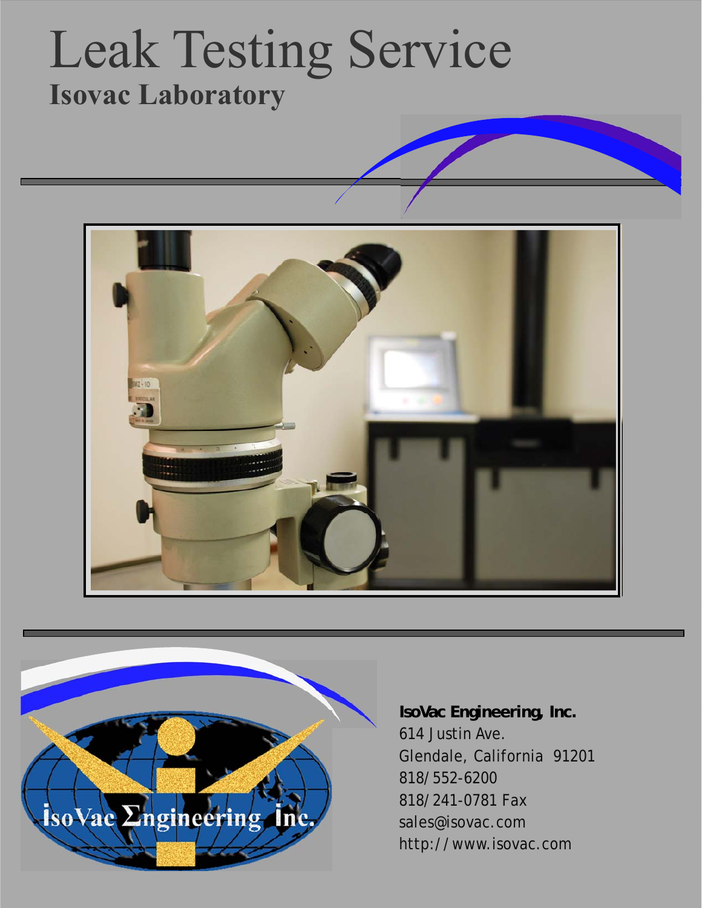# Leak Testing Service

## Isovac Laboratory

**IsoVac Engineering, Inc.**
614 Justin Ave.
Glendale, California 91201
818/552-6200
818/241-0781 Fax
sales@isovac.com
http://www.isovac.com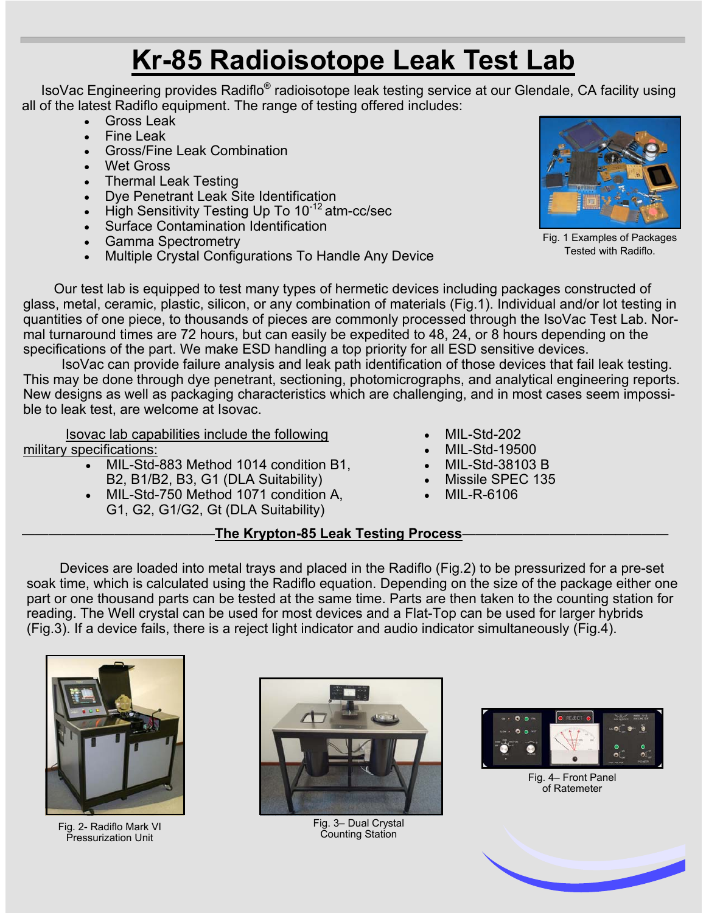# Kr-85 Radioisotope Leak Test Lab

IsoVac Engineering provides Radiflo® radioisotope leak testing service at our Glendale, CA facility using all of the latest Radiflo equipment. The range of testing offered includes:

- Gross Leak
- Fine Leak
- Gross/Fine Leak Combination
- Wet Gross
- Thermal Leak Testing
- Dye Penetrant Leak Site Identification
- High Sensitivity Testing Up To $10^{-12}$ atm-cc/sec
- Surface Contamination Identification
- Gamma Spectrometry
- Multiple Crystal Configurations To Handle Any Device

Fig. 1 Examples of Packages Tested with Radiflo.

Our test lab is equipped to test many types of hermetic devices including packages constructed of glass, metal, ceramic, plastic, silicon, or any combination of materials (Fig.1). Individual and/or lot testing in quantities of one piece, to thousands of pieces are commonly processed through the IsoVac Test Lab. Normal turnaround times are 72 hours, but can easily be expedited to 48, 24, or 8 hours depending on the specifications of the part. We make ESD handling a top priority for all ESD sensitive devices.

IsoVac can provide failure analysis and leak path identification of those devices that fail leak testing. This may be done through dye penetrant, sectioning, photomicrographs, and analytical engineering reports. New designs as well as packaging characteristics which are challenging, and in most cases seem impossible to leak test, are welcome at Isovac.

Isovac lab capabilities include the following military specifications:

- MIL-Std-883 Method 1014 condition B1, B2, B1/B2, B3, G1 (DLA Suitability)
- MIL-Std-750 Method 1071 condition A, G1, G2, G1/G2, Gt (DLA Suitability)
- MIL-Std-202
- MIL-Std-19500
- MIL-Std-38103 B
- Missile SPEC 135
- MIL-R-6106

## The Krypton-85 Leak Testing Process

Devices are loaded into metal trays and placed in the Radiflo (Fig.2) to be pressurized for a pre-set soak time, which is calculated using the Radiflo equation. Depending on the size of the package either one part or one thousand parts can be tested at the same time. Parts are then taken to the counting station for reading. The Well crystal can be used for most devices and a Flat-Top can be used for larger hybrids (Fig.3). If a device fails, there is a reject light indicator and audio indicator simultaneously (Fig.4).

Fig. 2- Radiflo Mark VI Pressurization Unit

Fig. 3– Dual Crystal Counting Station

Fig. 4– Front Panel of Ratemeter